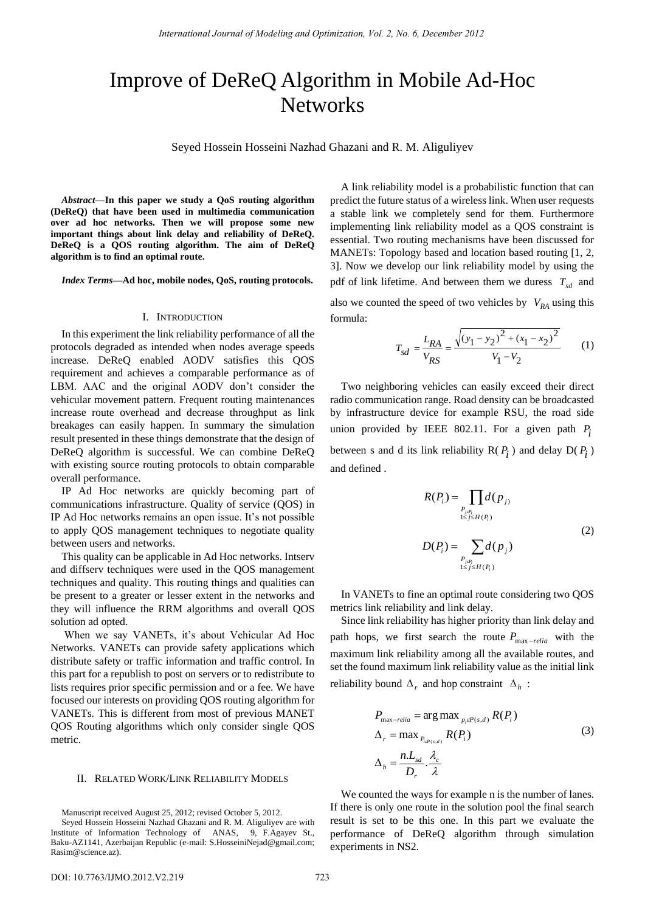# Improve of DeReQ Algorithm in Mobile Ad-Hoc Networks

Seyed Hossein Hosseini Nazhad Ghazani and R. M. Aliguliyev

***Abstract*—In this paper we study a QoS routing algorithm (DeReQ) that have been used in multimedia communication over ad hoc networks. Then we will propose some new important things about link delay and reliability of DeReQ. DeReQ is a QOS routing algorithm. The aim of DeReQ algorithm is to find an optimal route.**

***Index Terms*—Ad hoc, mobile nodes, QoS, routing protocols.**

## I. Introduction

In this experiment the link reliability performance of all the protocols degraded as intended when nodes average speeds increase. DeReQ enabled AODV satisfies this QOS requirement and achieves a comparable performance as of LBM. AAC and the original AODV don't consider the vehicular movement pattern. Frequent routing maintenances increase route overhead and decrease throughput as link breakages can easily happen. In summary the simulation result presented in these things demonstrate that the design of DeReQ algorithm is successful. We can combine DeReQ with existing source routing protocols to obtain comparable overall performance.

IP Ad Hoc networks are quickly becoming part of communications infrastructure. Quality of service (QOS) in IP Ad Hoc networks remains an open issue. It's not possible to apply QOS management techniques to negotiate quality between users and networks.

This quality can be applicable in Ad Hoc networks. Intserv and diffserv techniques were used in the QOS management techniques and quality. This routing things and qualities can be present to a greater or lesser extent in the networks and they will influence the RRM algorithms and overall QOS solution ad opted.

When we say VANETs, it's about Vehicular Ad Hoc Networks. VANETs can provide safety applications which distribute safety or traffic information and traffic control. In this part for a republish to post on servers or to redistribute to lists requires prior specific permission and or a fee. We have focused our interests on providing QOS routing algorithm for VANETs. This is different from most of previous MANET QOS Routing algorithms which only consider single QOS metric.

## II. Related Work/Link Reliability Models

A link reliability model is a probabilistic function that can predict the future status of a wireless link. When user requests a stable link we completely send for them. Furthermore implementing link reliability model as a QOS constraint is essential. Two routing mechanisms have been discussed for MANETs: Topology based and location based routing [1, 2, 3]. Now we develop our link reliability model by using the pdf of link lifetime. And between them we duress $T_{sd}$ and also we counted the speed of two vehicles by $V_{RA}$ using this formula:

$$T_{sd} = \frac{L_{RA}}{V_{RS}} = \frac{\sqrt{(y_1 - y_2)^2 + (x_1 - x_2)^2}}{V_1 - V_2} \tag{1}$$

Two neighboring vehicles can easily exceed their direct radio communication range. Road density can be broadcasted by infrastructure device for example RSU, the road side union provided by IEEE 802.11. For a given path $P_i$ between s and d its link reliability R($P_i$) and delay D($P_i$) and defined .

$$R(P_i) = \prod_{\substack{P_j \in P_i \\ 1 \le j \le H(P_i)}} d(p_j)$$

$$D(P_i) = \sum_{\substack{P_j \in P_i \\ 1 \le j \le H(P_i)}} d(p_j) \tag{2}$$

In VANETs to fine an optimal route considering two QOS metrics link reliability and link delay.

Since link reliability has higher priority than link delay and path hops, we first search the route $P_{\max-relia}$ with the maximum link reliability among all the available routes, and set the found maximum link reliability value as the initial link reliability bound $\Delta_r$ and hop constraint $\Delta_h$ :

$$P_{\max-relia} = \arg\max_{p_i \in P(s,d)} R(P_i)$$

$$\Delta_r = \max_{P_i \in P(s,d)} R(P_i) \tag{3}$$

$$\Delta_h = \frac{n.L_{sd}}{D_r} \cdot \frac{\lambda_c}{\lambda}$$

We counted the ways for example n is the number of lanes. If there is only one route in the solution pool the final search result is set to be this one. In this part we evaluate the performance of DeReQ algorithm through simulation experiments in NS2.

Manuscript received August 25, 2012; revised October 5, 2012.

Seyed Hossein Hosseini Nazhad Ghazani and R. M. Aliguliyev are with Institute of Information Technology of ANAS, 9, F.Agayev St., Baku-AZ1141, Azerbaijan Republic (e-mail: S.HosseiniNejad@gmail.com; Rasim@science.az).

DOI: 10.7763/IJMO.2012.V2.219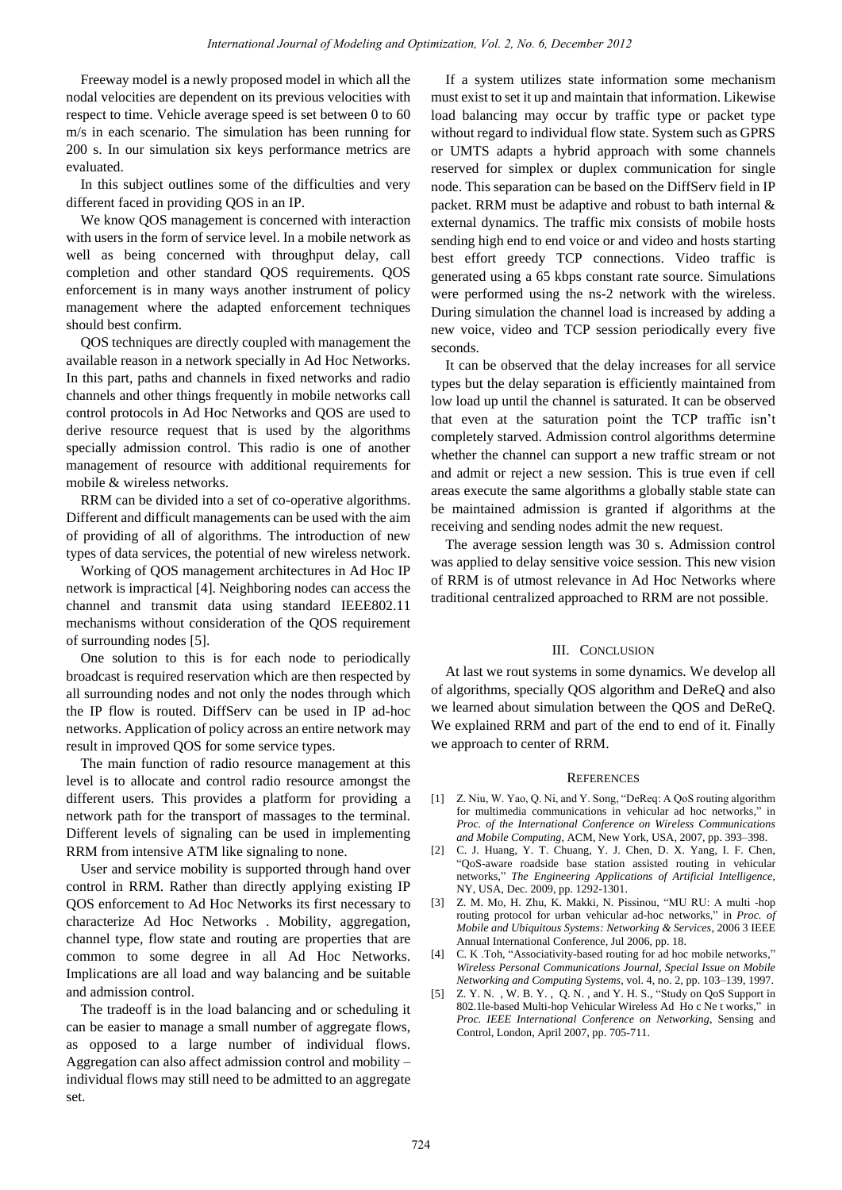Freeway model is a newly proposed model in which all the nodal velocities are dependent on its previous velocities with respect to time. Vehicle average speed is set between 0 to 60 m/s in each scenario. The simulation has been running for 200 s. In our simulation six keys performance metrics are evaluated.

In this subject outlines some of the difficulties and very different faced in providing QOS in an IP.

We know QOS management is concerned with interaction with users in the form of service level. In a mobile network as well as being concerned with throughput delay, call completion and other standard QOS requirements. QOS enforcement is in many ways another instrument of policy management where the adapted enforcement techniques should best confirm.

QOS techniques are directly coupled with management the available reason in a network specially in Ad Hoc Networks. In this part, paths and channels in fixed networks and radio channels and other things frequently in mobile networks call control protocols in Ad Hoc Networks and QOS are used to derive resource request that is used by the algorithms specially admission control. This radio is one of another management of resource with additional requirements for mobile & wireless networks.

RRM can be divided into a set of co-operative algorithms. Different and difficult managements can be used with the aim of providing of all of algorithms. The introduction of new types of data services, the potential of new wireless network.

Working of QOS management architectures in Ad Hoc IP network is impractical [4]. Neighboring nodes can access the channel and transmit data using standard IEEE802.11 mechanisms without consideration of the QOS requirement of surrounding nodes [5].

One solution to this is for each node to periodically broadcast is required reservation which are then respected by all surrounding nodes and not only the nodes through which the IP flow is routed. DiffServ can be used in IP ad-hoc networks. Application of policy across an entire network may result in improved QOS for some service types.

The main function of radio resource management at this level is to allocate and control radio resource amongst the different users. This provides a platform for providing a network path for the transport of massages to the terminal. Different levels of signaling can be used in implementing RRM from intensive ATM like signaling to none.

User and service mobility is supported through hand over control in RRM. Rather than directly applying existing IP QOS enforcement to Ad Hoc Networks its first necessary to characterize Ad Hoc Networks . Mobility, aggregation, channel type, flow state and routing are properties that are common to some degree in all Ad Hoc Networks. Implications are all load and way balancing and be suitable and admission control.

The tradeoff is in the load balancing and or scheduling it can be easier to manage a small number of aggregate flows, as opposed to a large number of individual flows. Aggregation can also affect admission control and mobility – individual flows may still need to be admitted to an aggregate set.

If a system utilizes state information some mechanism must exist to set it up and maintain that information. Likewise load balancing may occur by traffic type or packet type without regard to individual flow state. System such as GPRS or UMTS adapts a hybrid approach with some channels reserved for simplex or duplex communication for single node. This separation can be based on the DiffServ field in IP packet. RRM must be adaptive and robust to bath internal & external dynamics. The traffic mix consists of mobile hosts sending high end to end voice or and video and hosts starting best effort greedy TCP connections. Video traffic is generated using a 65 kbps constant rate source. Simulations were performed using the ns-2 network with the wireless. During simulation the channel load is increased by adding a new voice, video and TCP session periodically every five seconds.

It can be observed that the delay increases for all service types but the delay separation is efficiently maintained from low load up until the channel is saturated. It can be observed that even at the saturation point the TCP traffic isn't completely starved. Admission control algorithms determine whether the channel can support a new traffic stream or not and admit or reject a new session. This is true even if cell areas execute the same algorithms a globally stable state can be maintained admission is granted if algorithms at the receiving and sending nodes admit the new request.

The average session length was 30 s. Admission control was applied to delay sensitive voice session. This new vision of RRM is of utmost relevance in Ad Hoc Networks where traditional centralized approached to RRM are not possible.

## III. Conclusion

At last we rout systems in some dynamics. We develop all of algorithms, specially QOS algorithm and DeReQ and also we learned about simulation between the QOS and DeReQ. We explained RRM and part of the end to end of it. Finally we approach to center of RRM.

## References

[1] Z. Niu, W. Yao, Q. Ni, and Y. Song, "DeReq: A QoS routing algorithm for multimedia communications in vehicular ad hoc networks," in *Proc. of the International Conference on Wireless Communications and Mobile Computing*, ACM, New York, USA, 2007, pp. 393–398.

[2] C. J. Huang, Y. T. Chuang, Y. J. Chen, D. X. Yang, I. F. Chen, "QoS-aware roadside base station assisted routing in vehicular networks," *The Engineering Applications of Artificial Intelligence*, NY, USA, Dec. 2009, pp. 1292-1301.

[3] Z. M. Mo, H. Zhu, K. Makki, N. Pissinou, "MU RU: A multi -hop routing protocol for urban vehicular ad-hoc networks," in *Proc. of Mobile and Ubiquitous Systems: Networking & Services*, 2006 3 IEEE Annual International Conference, Jul 2006, pp. 18.

[4] C. K .Toh, "Associativity-based routing for ad hoc mobile networks," *Wireless Personal Communications Journal, Special Issue on Mobile Networking and Computing Systems*, vol. 4, no. 2, pp. 103–139, 1997.

[5] Z. Y. N. , W. B. Y. , Q. N. , and Y. H. S., "Study on QoS Support in 802.1le-based Multi-hop Vehicular Wireless Ad Ho c Ne t works," in *Proc. IEEE International Conference on Networking*, Sensing and Control, London, April 2007, pp. 705-711.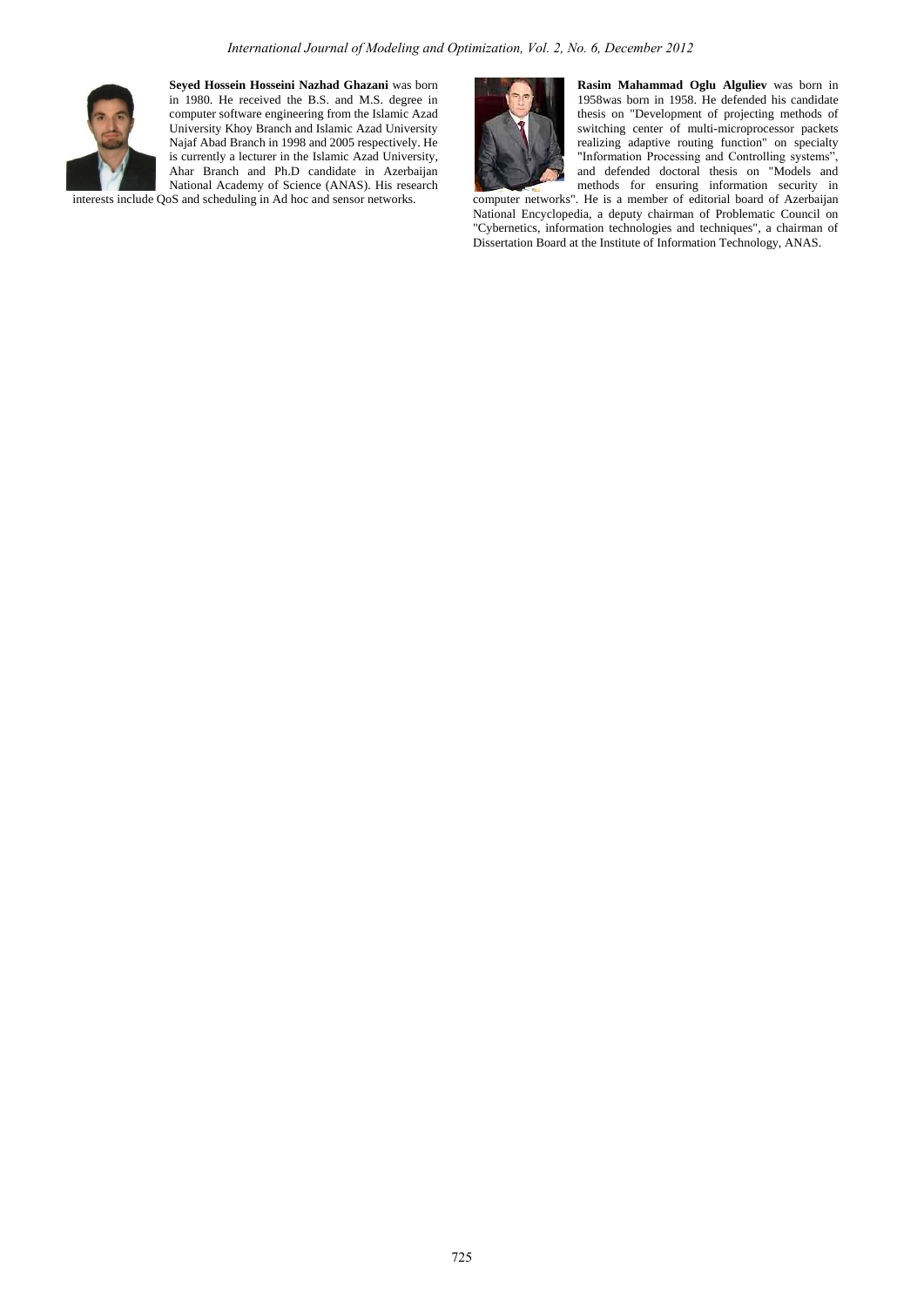**Seyed Hossein Hosseini Nazhad Ghazani** was born in 1980. He received the B.S. and M.S. degree in computer software engineering from the Islamic Azad University Khoy Branch and Islamic Azad University Najaf Abad Branch in 1998 and 2005 respectively. He is currently a lecturer in the Islamic Azad University, Ahar Branch and Ph.D candidate in Azerbaijan National Academy of Science (ANAS). His research interests include QoS and scheduling in Ad hoc and sensor networks.

**Rasim Mahammad Oglu Alguliev** was born in 1958was born in 1958. He defended his candidate thesis on "Development of projecting methods of switching center of multi-microprocessor packets realizing adaptive routing function" on specialty "Information Processing and Controlling systems", and defended doctoral thesis on "Models and methods for ensuring information security in computer networks". He is a member of editorial board of Azerbaijan National Encyclopedia, a deputy chairman of Problematic Council on "Cybernetics, information technologies and techniques", a chairman of Dissertation Board at the Institute of Information Technology, ANAS.